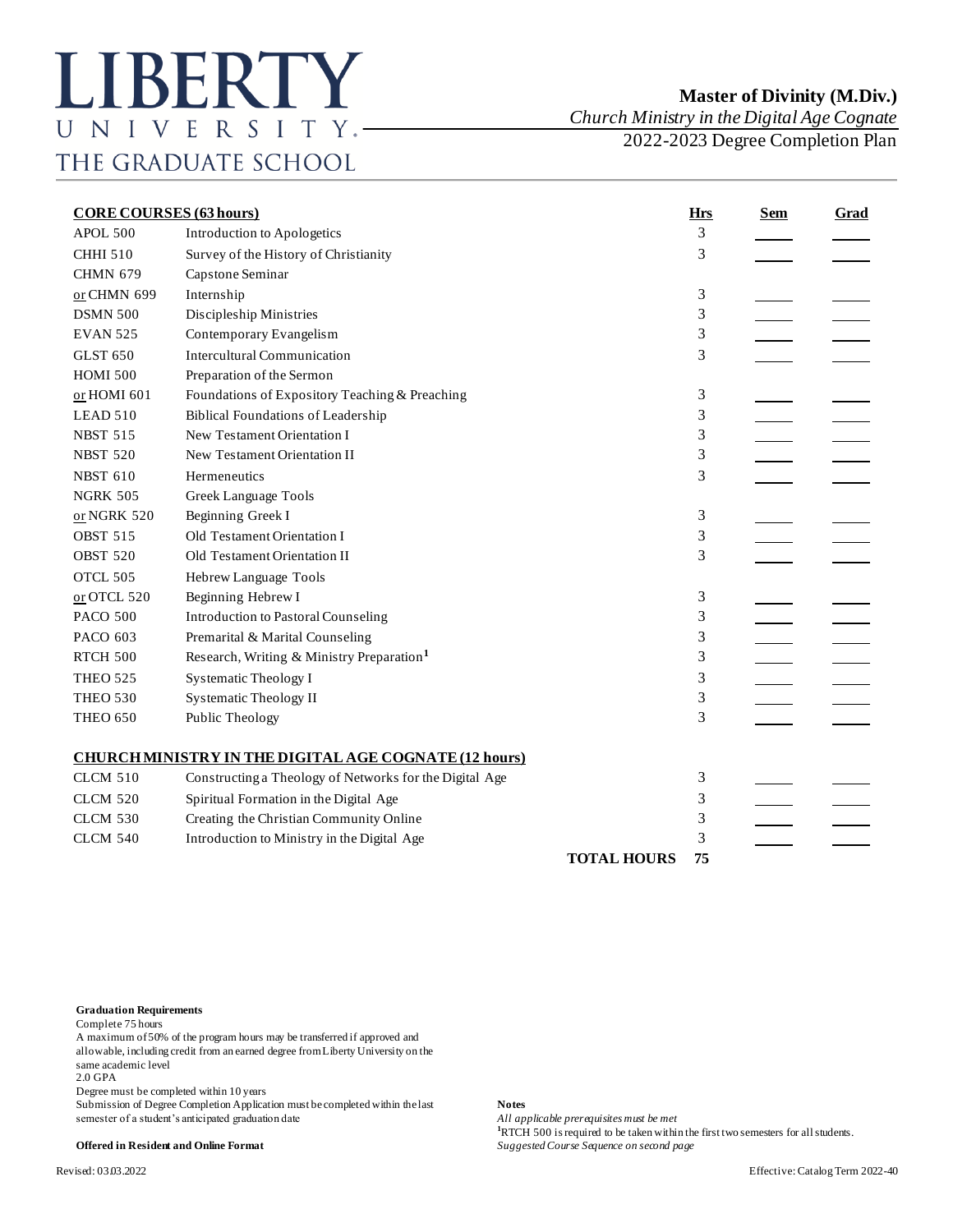# LIBERTY UNIVERSITY
## THE GRADUATE SCHOOL

**Master of Divinity (M.Div.)**
*Church Ministry in the Digital Age Cognate*
2022-2023 Degree Completion Plan

| **CORE COURSES (63 hours)** | | **Hrs** | **Sem** | **Grad** |
|---|---|---|---|---|
| APOL 500 | Introduction to Apologetics | 3 | ____ | ____ |
| CHHI 510 | Survey of the History of Christianity | 3 | ____ | ____ |
| CHMN 679 | Capstone Seminar | | | |
| or CHMN 699 | Internship | 3 | ____ | ____ |
| DSMN 500 | Discipleship Ministries | 3 | ____ | ____ |
| EVAN 525 | Contemporary Evangelism | 3 | ____ | ____ |
| GLST 650 | Intercultural Communication | 3 | ____ | ____ |
| HOMI 500 | Preparation of the Sermon | | | |
| or HOMI 601 | Foundations of Expository Teaching & Preaching | 3 | ____ | ____ |
| LEAD 510 | Biblical Foundations of Leadership | 3 | ____ | ____ |
| NBST 515 | New Testament Orientation I | 3 | ____ | ____ |
| NBST 520 | New Testament Orientation II | 3 | ____ | ____ |
| NBST 610 | Hermeneutics | 3 | ____ | ____ |
| NGRK 505 | Greek Language Tools | | | |
| or NGRK 520 | Beginning Greek I | 3 | ____ | ____ |
| OBST 515 | Old Testament Orientation I | 3 | ____ | ____ |
| OBST 520 | Old Testament Orientation II | 3 | ____ | ____ |
| OTCL 505 | Hebrew Language Tools | | | |
| or OTCL 520 | Beginning Hebrew I | 3 | ____ | ____ |
| PACO 500 | Introduction to Pastoral Counseling | 3 | ____ | ____ |
| PACO 603 | Premarital & Marital Counseling | 3 | ____ | ____ |
| RTCH 500 | Research, Writing & Ministry Preparation[1] | 3 | ____ | ____ |
| THEO 525 | Systematic Theology I | 3 | ____ | ____ |
| THEO 530 | Systematic Theology II | 3 | ____ | ____ |
| THEO 650 | Public Theology | 3 | ____ | ____ |
| **CHURCH MINISTRY IN THE DIGITAL AGE COGNATE (12 hours)** | | | | |
| CLCM 510 | Constructing a Theology of Networks for the Digital Age | 3 | ____ | ____ |
| CLCM 520 | Spiritual Formation in the Digital Age | 3 | ____ | ____ |
| CLCM 530 | Creating the Christian Community Online | 3 | ____ | ____ |
| CLCM 540 | Introduction to Ministry in the Digital Age | 3 | ____ | ____ |
| | **TOTAL HOURS** | **75** | | |

**Graduation Requirements**
Complete 75 hours
A maximum of 50% of the program hours may be transferred if approved and allowable, including credit from an earned degree from Liberty University on the same academic level
2.0 GPA
Degree must be completed within 10 years
Submission of Degree Completion Application must be completed within the last semester of a student's anticipated graduation date

**Offered in Resident and Online Format**

**Notes**
*All applicable prerequisites must be met*
[1]RTCH 500 is required to be taken within the first two semesters for all students.
*Suggested Course Sequence on second page*

Revised: 03.03.2022

Effective: Catalog Term 2022-40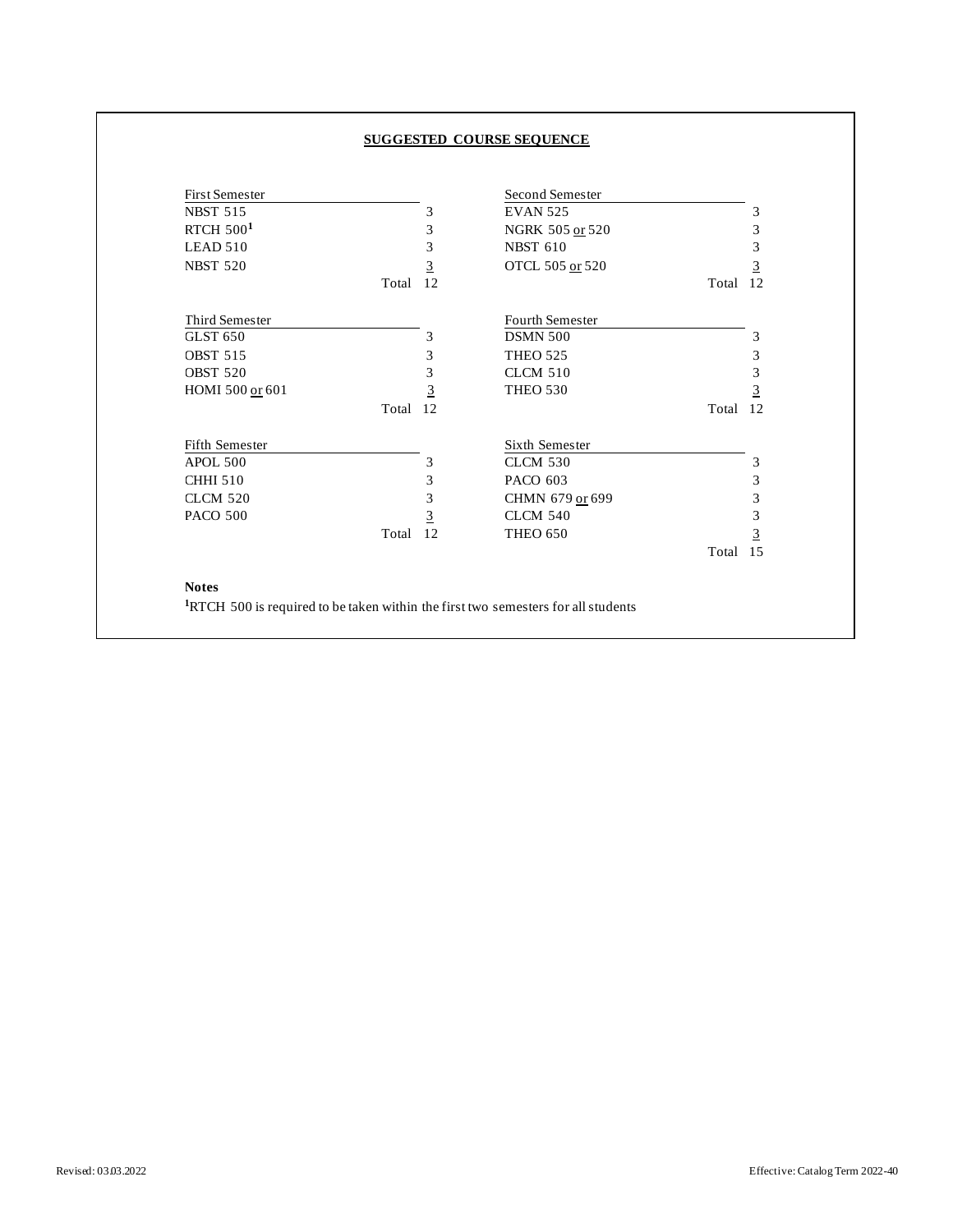## SUGGESTED COURSE SEQUENCE

| First Semester | | Second Semester | |
|---|---|---|---|
| NBST 515 | 3 | EVAN 525 | 3 |
| RTCH 500[1] | 3 | NGRK 505 or 520 | 3 |
| LEAD 510 | 3 | NBST 610 | 3 |
| NBST 520 | 3 | OTCL 505 or 520 | 3 |
| Total | 12 | Total | 12 |

| Third Semester | | Fourth Semester | |
|---|---|---|---|
| GLST 650 | 3 | DSMN 500 | 3 |
| OBST 515 | 3 | THEO 525 | 3 |
| OBST 520 | 3 | CLCM 510 | 3 |
| HOMI 500 or 601 | 3 | THEO 530 | 3 |
| Total | 12 | Total | 12 |

| Fifth Semester | | Sixth Semester | |
|---|---|---|---|
| APOL 500 | 3 | CLCM 530 | 3 |
| CHHI 510 | 3 | PACO 603 | 3 |
| CLCM 520 | 3 | CHMN 679 or 699 | 3 |
| PACO 500 | 3 | CLCM 540 | 3 |
| Total | 12 | THEO 650 | 3 |
| | | Total | 15 |

**Notes**

[1]RTCH 500 is required to be taken within the first two semesters for all students